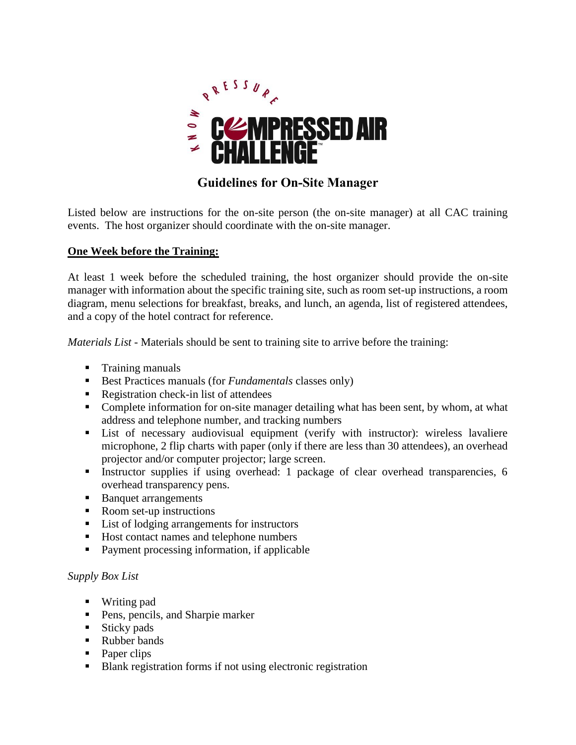# Guidelines for On-Site Manager

Listed below are instructions for the on-site person (the on-site manager) at all CAC training events. The host organizer should coordinate with the on-site manager.

## One Week before the Training:

At least 1 week before the scheduled training, the host organizer should provide the on-site manager with information about the specific training site, such as room set-up instructions, a room diagram, menu selections for breakfast, breaks, and lunch, an agenda, list of registered attendees, and a copy of the hotel contract for reference.

*Materials List* - Materials should be sent to training site to arrive before the training:

- Training manuals
- Best Practices manuals (for *Fundamentals* classes only)
- Registration check-in list of attendees
- Complete information for on-site manager detailing what has been sent, by whom, at what address and telephone number, and tracking numbers
- List of necessary audiovisual equipment (verify with instructor): wireless lavaliere microphone, 2 flip charts with paper (only if there are less than 30 attendees), an overhead projector and/or computer projector; large screen.
- Instructor supplies if using overhead: 1 package of clear overhead transparencies, 6 overhead transparency pens.
- Banquet arrangements
- Room set-up instructions
- List of lodging arrangements for instructors
- Host contact names and telephone numbers
- Payment processing information, if applicable

*Supply Box List*

- Writing pad
- Pens, pencils, and Sharpie marker
- Sticky pads
- Rubber bands
- Paper clips
- Blank registration forms if not using electronic registration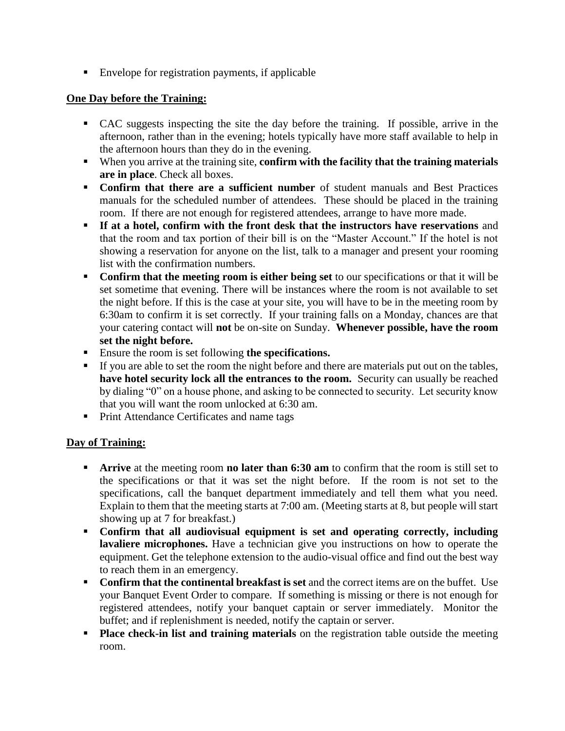- Envelope for registration payments, if applicable

**One Day before the Training:**

- CAC suggests inspecting the site the day before the training. If possible, arrive in the afternoon, rather than in the evening; hotels typically have more staff available to help in the afternoon hours than they do in the evening.
- When you arrive at the training site, **confirm with the facility that the training materials are in place**. Check all boxes.
- **Confirm that there are a sufficient number** of student manuals and Best Practices manuals for the scheduled number of attendees. These should be placed in the training room. If there are not enough for registered attendees, arrange to have more made.
- **If at a hotel, confirm with the front desk that the instructors have reservations** and that the room and tax portion of their bill is on the "Master Account." If the hotel is not showing a reservation for anyone on the list, talk to a manager and present your rooming list with the confirmation numbers.
- **Confirm that the meeting room is either being set** to our specifications or that it will be set sometime that evening. There will be instances where the room is not available to set the night before. If this is the case at your site, you will have to be in the meeting room by 6:30am to confirm it is set correctly. If your training falls on a Monday, chances are that your catering contact will **not** be on-site on Sunday. **Whenever possible, have the room set the night before.**
- Ensure the room is set following **the specifications.**
- If you are able to set the room the night before and there are materials put out on the tables, **have hotel security lock all the entrances to the room.** Security can usually be reached by dialing "0" on a house phone, and asking to be connected to security. Let security know that you will want the room unlocked at 6:30 am.
- Print Attendance Certificates and name tags

**Day of Training:**

- **Arrive** at the meeting room **no later than 6:30 am** to confirm that the room is still set to the specifications or that it was set the night before. If the room is not set to the specifications, call the banquet department immediately and tell them what you need. Explain to them that the meeting starts at 7:00 am. (Meeting starts at 8, but people will start showing up at 7 for breakfast.)
- **Confirm that all audiovisual equipment is set and operating correctly, including lavaliere microphones.** Have a technician give you instructions on how to operate the equipment. Get the telephone extension to the audio-visual office and find out the best way to reach them in an emergency.
- **Confirm that the continental breakfast is set** and the correct items are on the buffet. Use your Banquet Event Order to compare. If something is missing or there is not enough for registered attendees, notify your banquet captain or server immediately. Monitor the buffet; and if replenishment is needed, notify the captain or server.
- **Place check-in list and training materials** on the registration table outside the meeting room.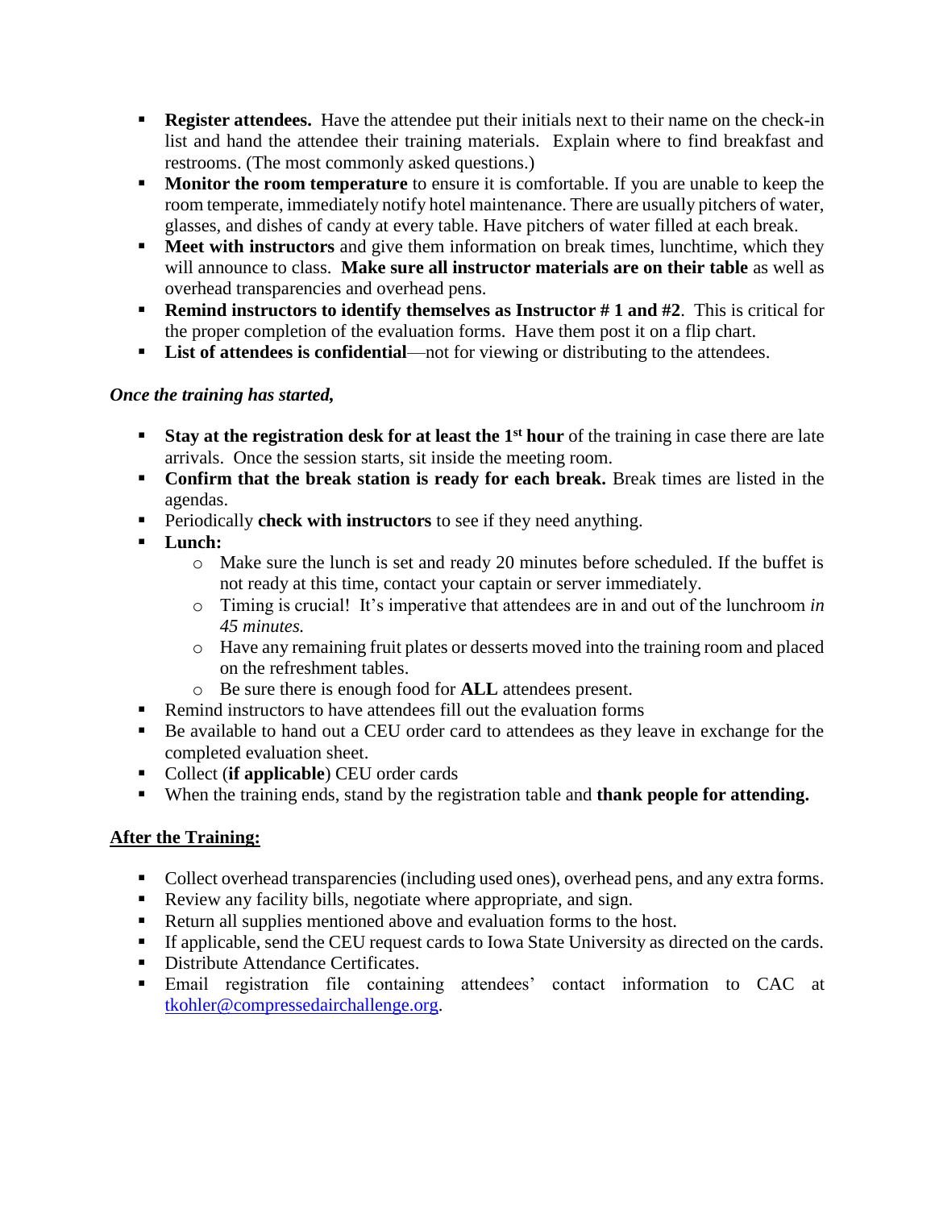- **Register attendees.** Have the attendee put their initials next to their name on the check-in list and hand the attendee their training materials. Explain where to find breakfast and restrooms. (The most commonly asked questions.)
- **Monitor the room temperature** to ensure it is comfortable. If you are unable to keep the room temperate, immediately notify hotel maintenance. There are usually pitchers of water, glasses, and dishes of candy at every table. Have pitchers of water filled at each break.
- **Meet with instructors** and give them information on break times, lunchtime, which they will announce to class. **Make sure all instructor materials are on their table** as well as overhead transparencies and overhead pens.
- **Remind instructors to identify themselves as Instructor # 1 and #2**. This is critical for the proper completion of the evaluation forms. Have them post it on a flip chart.
- **List of attendees is confidential**—not for viewing or distributing to the attendees.

***Once the training has started,***

- **Stay at the registration desk for at least the 1st hour** of the training in case there are late arrivals. Once the session starts, sit inside the meeting room.
- **Confirm that the break station is ready for each break.** Break times are listed in the agendas.
- Periodically **check with instructors** to see if they need anything.
- **Lunch:**
  - Make sure the lunch is set and ready 20 minutes before scheduled. If the buffet is not ready at this time, contact your captain or server immediately.
  - Timing is crucial! It's imperative that attendees are in and out of the lunchroom *in 45 minutes.*
  - Have any remaining fruit plates or desserts moved into the training room and placed on the refreshment tables.
  - Be sure there is enough food for **ALL** attendees present.
- Remind instructors to have attendees fill out the evaluation forms
- Be available to hand out a CEU order card to attendees as they leave in exchange for the completed evaluation sheet.
- Collect (**if applicable**) CEU order cards
- When the training ends, stand by the registration table and **thank people for attending.**

## After the Training:

- Collect overhead transparencies (including used ones), overhead pens, and any extra forms.
- Review any facility bills, negotiate where appropriate, and sign.
- Return all supplies mentioned above and evaluation forms to the host.
- If applicable, send the CEU request cards to Iowa State University as directed on the cards.
- Distribute Attendance Certificates.
- Email registration file containing attendees' contact information to CAC at tkohler@compressedairchallenge.org.